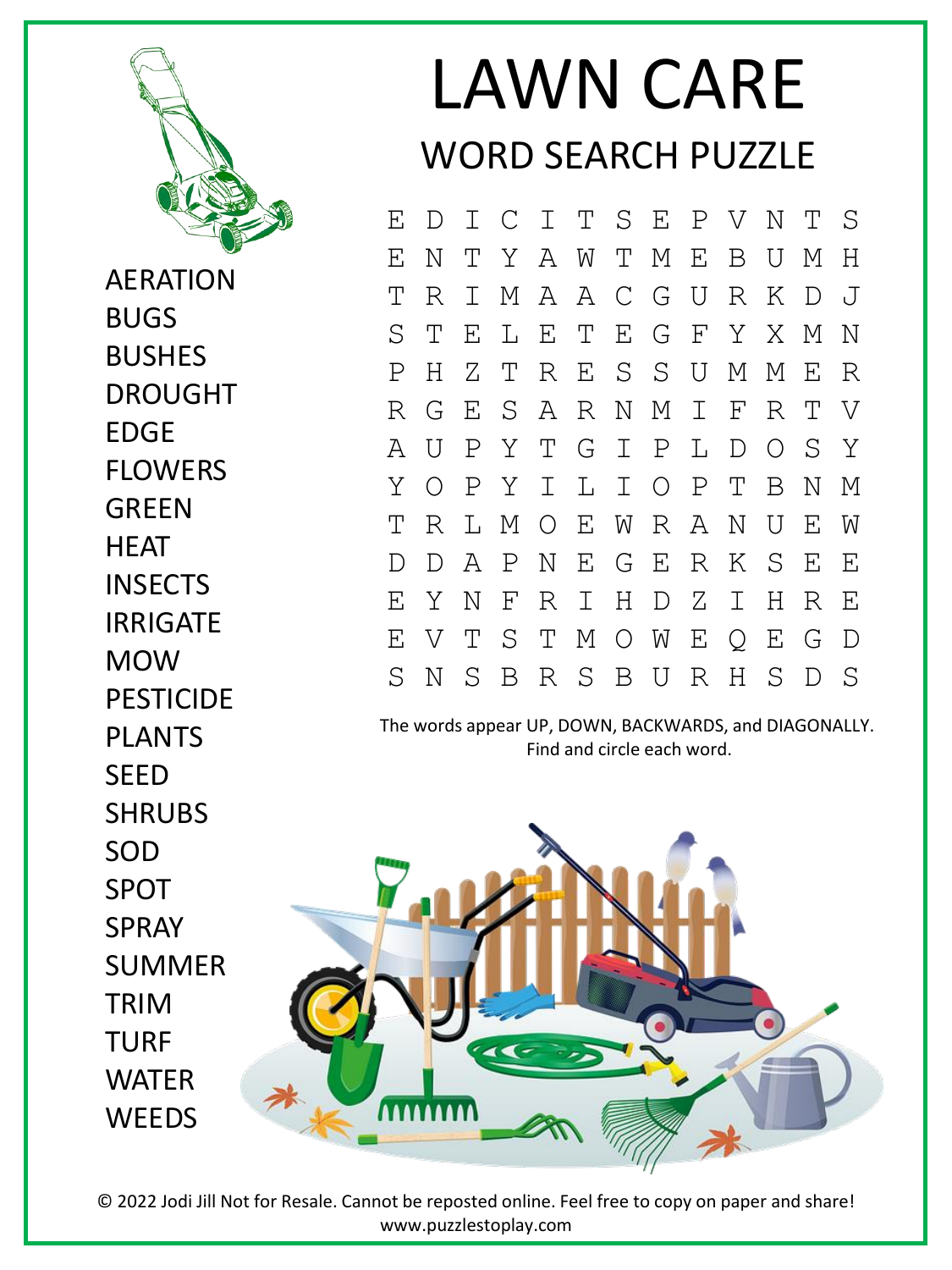# LAWN CARE

## WORD SEARCH PUZZLE

```
E D I C I T S E P V N T S
E N T Y A W T M E B U M H
T R I M A A C G U R K D J
S T E L E T E G F Y X M N
P H Z T R E S S U M M E R
R G E S A R N M I F R T V
A U P Y T G I P L D O S Y
Y O P Y I L I O P T B N M
T R L M O E W R A N U E W
D D A P N E G E R K S E E
E Y N F R I H D Z I H R E
E V T S T M O W E Q E G D
S N S B R S B U R H S D S
```

The words appear UP, DOWN, BACKWARDS, and DIAGONALLY.
Find and circle each word.

- AERATION
- BUGS
- BUSHES
- DROUGHT
- EDGE
- FLOWERS
- GREEN
- HEAT
- INSECTS
- IRRIGATE
- MOW
- PESTICIDE
- PLANTS
- SEED
- SHRUBS
- SOD
- SPOT
- SPRAY
- SUMMER
- TRIM
- TURF
- WATER
- WEEDS

© 2022 Jodi Jill Not for Resale. Cannot be reposted online. Feel free to copy on paper and share!
www.puzzlestoplay.com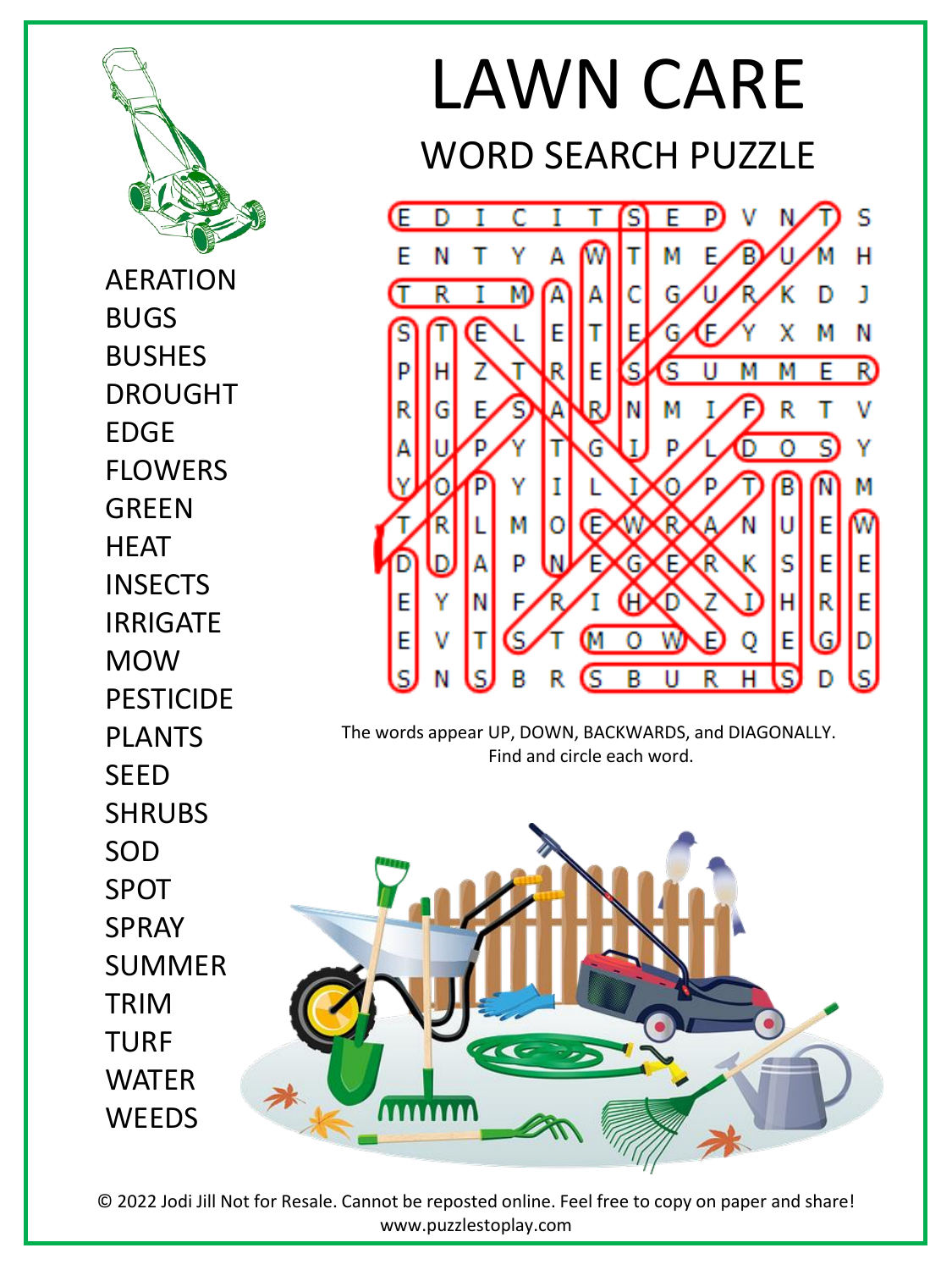# LAWN CARE

## WORD SEARCH PUZZLE

| | | | | | | | | | | | |
|---|---|---|---|---|---|---|---|---|---|---|---|
| E | D | I | C | I | T | S | E | P | V | N | T | S |
| E | N | T | Y | A | W | T | M | E | B | U | M | H |
| T | R | I | M | A | A | C | G | U | R | K | D | J |
| S | T | E | L | E | T | E | G | F | Y | X | M | N |
| P | H | Z | T | R | E | S | S | U | M | M | E | R |
| R | G | E | S | A | R | N | M | I | F | R | T | V |
| A | U | P | Y | T | G | I | P | L | D | O | S | Y |
| Y | O | P | Y | I | L | I | O | P | T | B | N | M |
| T | R | L | M | O | E | W | R | A | N | U | E | W |
| D | D | A | P | N | E | G | E | R | K | S | E | E |
| E | Y | N | F | R | I | H | D | Z | I | H | R | E |
| E | V | T | S | T | M | O | W | E | Q | E | G | D |
| S | N | S | B | R | S | B | U | R | H | S | D | S |

The words appear UP, DOWN, BACKWARDS, and DIAGONALLY. Find and circle each word.

AERATION
BUGS
BUSHES
DROUGHT
EDGE
FLOWERS
GREEN
HEAT
INSECTS
IRRIGATE
MOW
PESTICIDE
PLANTS
SEED
SHRUBS
SOD
SPOT
SPRAY
SUMMER
TRIM
TURF
WATER
WEEDS

© 2022 Jodi Jill Not for Resale. Cannot be reposted online. Feel free to copy on paper and share!
www.puzzlestoplay.com